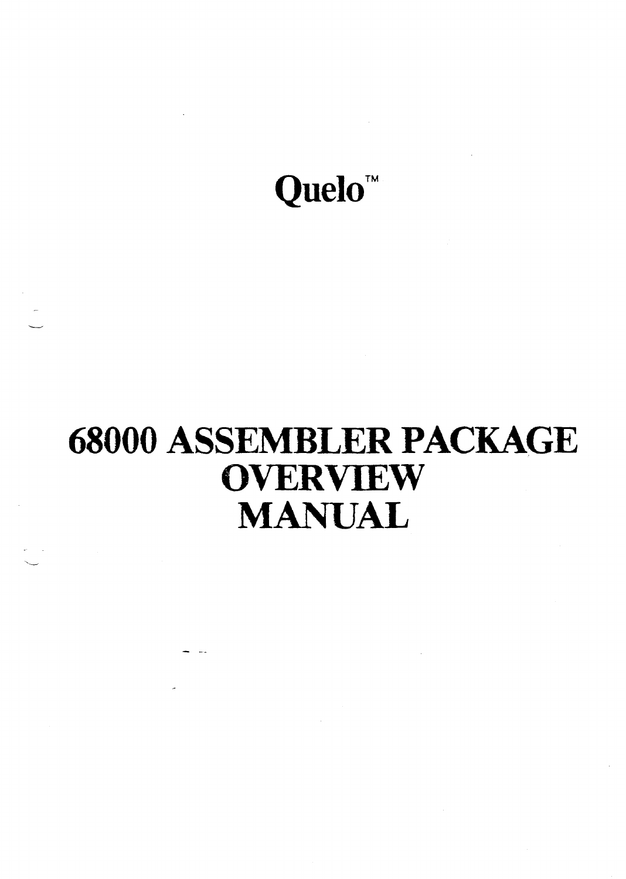# Quelo™

# 68000 ASSEMBLER PACKAGE OVERVIEW MANUAL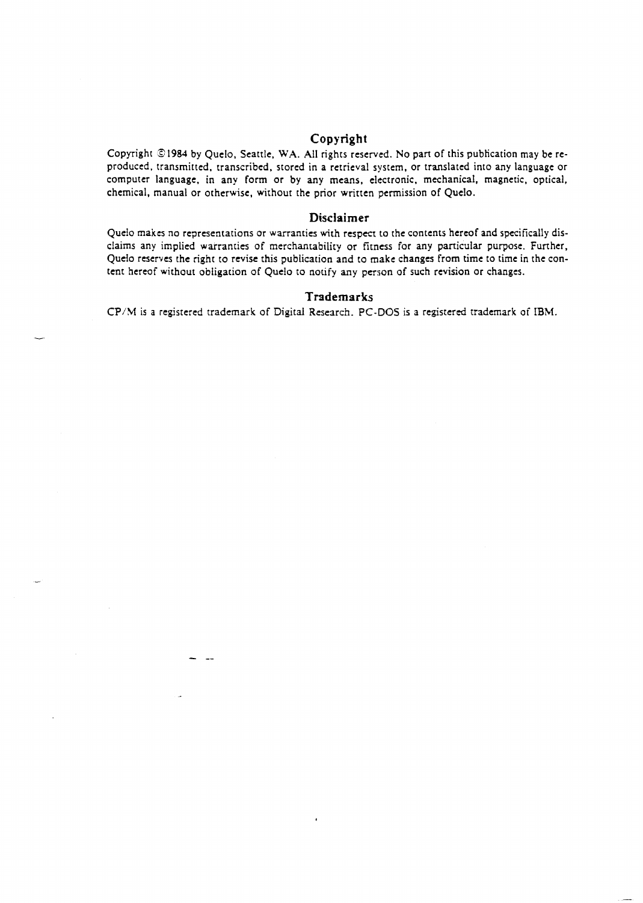## Copyright

Copyright ©1984 by Quelo, Seattle, WA. All rights reserved. No part of this publication may be reproduced, transmitted, transcribed, stored in a retrieval system, or translated into any language or computer language, in any form or by any means, electronic, mechanical, magnetic, optical, chemical, manual or otherwise, without the prior written permission of Quelo.

## Disclaimer

Quelo makes no representations or warranties with respect to the contents hereof and specifically disclaims any implied warranties of merchantability or fitness for any particular purpose. Further, Quelo reserves the right to revise this publication and to make changes from time to time in the content hereof without obligation of Quelo to notify any person of such revision or changes.

## Trademarks

CP/M is a registered trademark of Digital Research. PC-DOS is a registered trademark of IBM.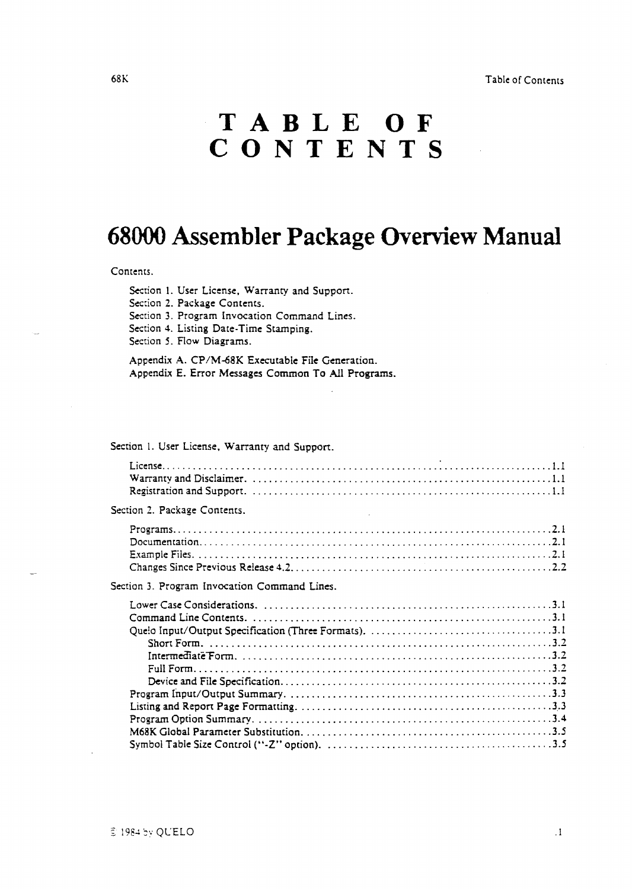# TABLE OF CONTENTS

# 68000 Assembler Package Overview Manual

Contents.

- Section 1. User License, Warranty and Support.
- Section 2. Package Contents.
- Section 3. Program Invocation Command Lines.
- Section 4. Listing Date-Time Stamping.
- Section 5. Flow Diagrams.

- Appendix A. CP/M-68K Executable File Generation.
- Appendix E. Error Messages Common To All Programs.

Section 1. User License, Warranty and Support.

- License .......... 1.1
- Warranty and Disclaimer .......... 1.1
- Registration and Support .......... 1.1

Section 2. Package Contents.

- Programs .......... 2.1
- Documentation .......... 2.1
- Example Files .......... 2.1
- Changes Since Previous Release 4.2 .......... 2.2

Section 3. Program Invocation Command Lines.

- Lower Case Considerations .......... 3.1
- Command Line Contents .......... 3.1
- Quelo Input/Output Specification (Three Formats) .......... 3.1
  - Short Form .......... 3.2
  - Intermediate Form .......... 3.2
  - Full Form .......... 3.2
  - Device and File Specification .......... 3.2
- Program Input/Output Summary .......... 3.3
- Listing and Report Page Formatting .......... 3.3
- Program Option Summary .......... 3.4
- M68K Global Parameter Substitution .......... 3.5
- Symbol Table Size Control ("-Z" option) .......... 3.5

© 1984 by QUELO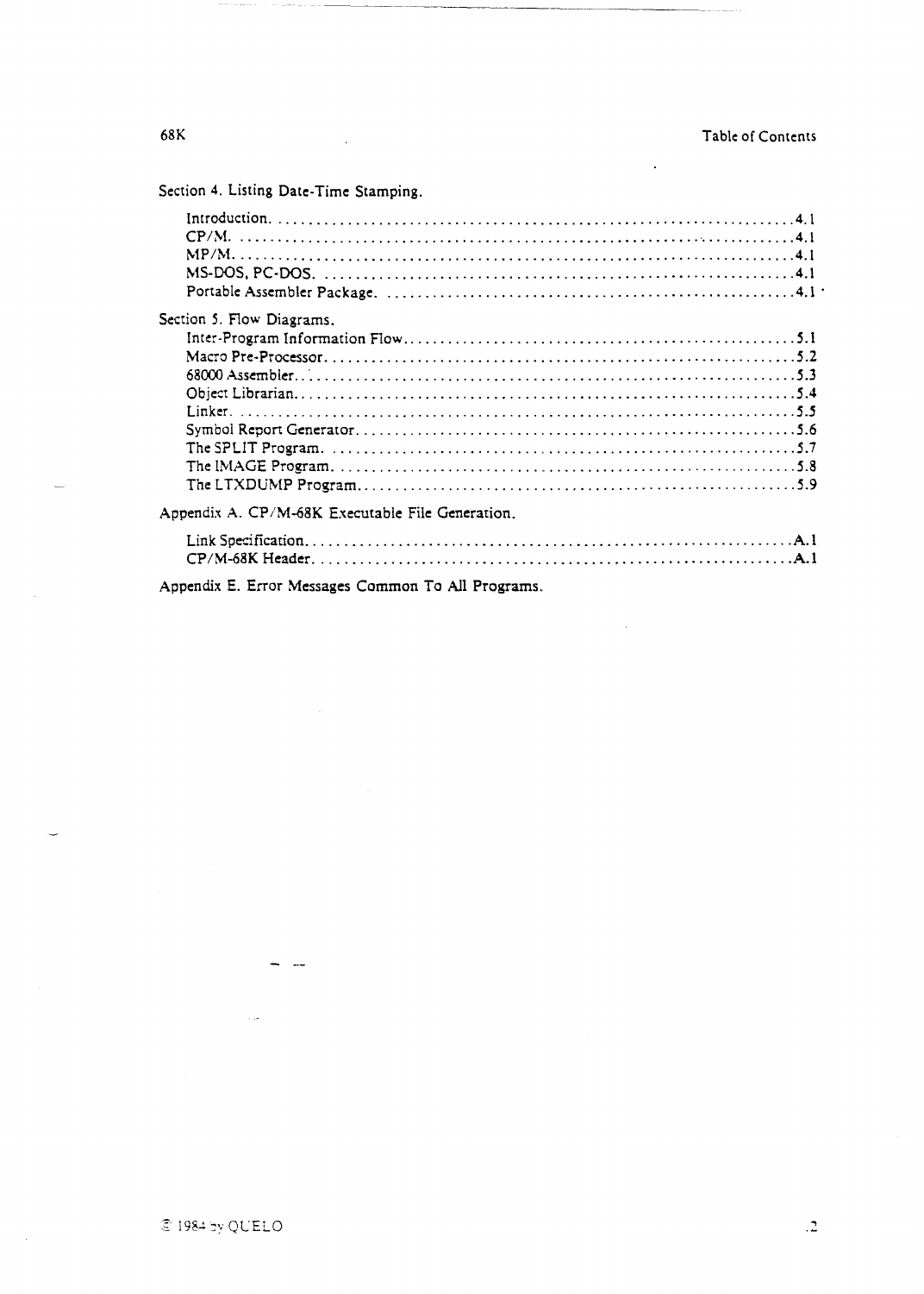Section 4. Listing Date-Time Stamping.

- Introduction. .................................................................. 4.1
- CP/M. .......................................................................... 4.1
- MP/M. .......................................................................... 4.1
- MS-DOS, PC-DOS. ............................................................... 4.1
- Portable Assembler Package. .................................................... 4.1

Section 5. Flow Diagrams.

- Inter-Program Information Flow ................................................. 5.1
- Macro Pre-Processor ............................................................ 5.2
- 68000 Assembler ................................................................ 5.3
- Object Librarian ............................................................... 5.4
- Linker. ........................................................................ 5.5
- Symbol Report Generator ........................................................ 5.6
- The SPLIT Program. ............................................................. 5.7
- The IMAGE Program. ............................................................. 5.8
- The LTXDUMP Program ............................................................ 5.9

Appendix A. CP/M-68K Executable File Generation.

- Link Specification ............................................................. A.1
- CP/M-68K Header ................................................................ A.1

Appendix E. Error Messages Common To All Programs.

© 1984 by QUELO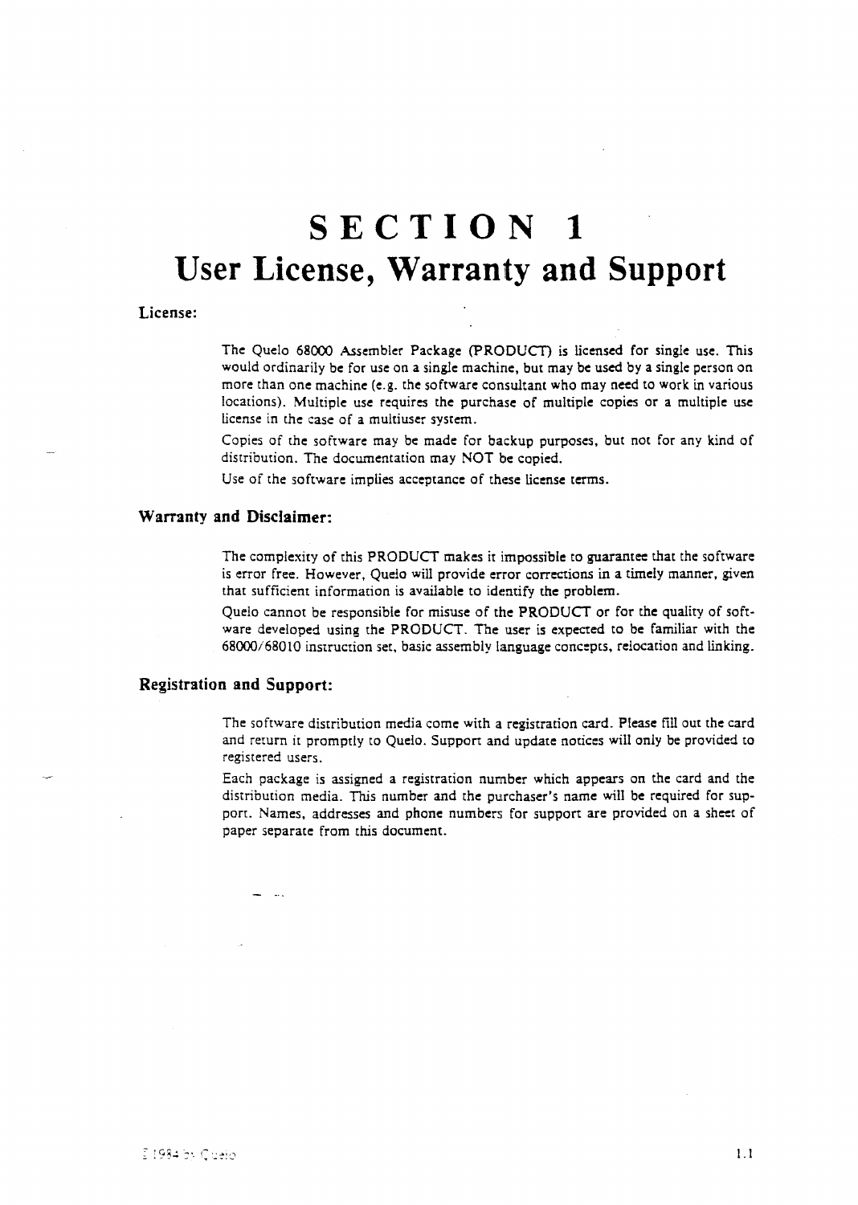# SECTION 1
# User License, Warranty and Support

### License:

The Quelo 68000 Assembler Package (PRODUCT) is licensed for single use. This would ordinarily be for use on a single machine, but may be used by a single person on more than one machine (e.g. the software consultant who may need to work in various locations). Multiple use requires the purchase of multiple copies or a multiple use license in the case of a multiuser system.

Copies of the software may be made for backup purposes, but not for any kind of distribution. The documentation may NOT be copied.

Use of the software implies acceptance of these license terms.

### Warranty and Disclaimer:

The complexity of this PRODUCT makes it impossible to guarantee that the software is error free. However, Quelo will provide error corrections in a timely manner, given that sufficient information is available to identify the problem.

Quelo cannot be responsible for misuse of the PRODUCT or for the quality of software developed using the PRODUCT. The user is expected to be familiar with the 68000/68010 instruction set, basic assembly language concepts, relocation and linking.

### Registration and Support:

The software distribution media come with a registration card. Please fill out the card and return it promptly to Quelo. Support and update notices will only be provided to registered users.

Each package is assigned a registration number which appears on the card and the distribution media. This number and the purchaser's name will be required for support. Names, addresses and phone numbers for support are provided on a sheet of paper separate from this document.

© 1984 by Quelo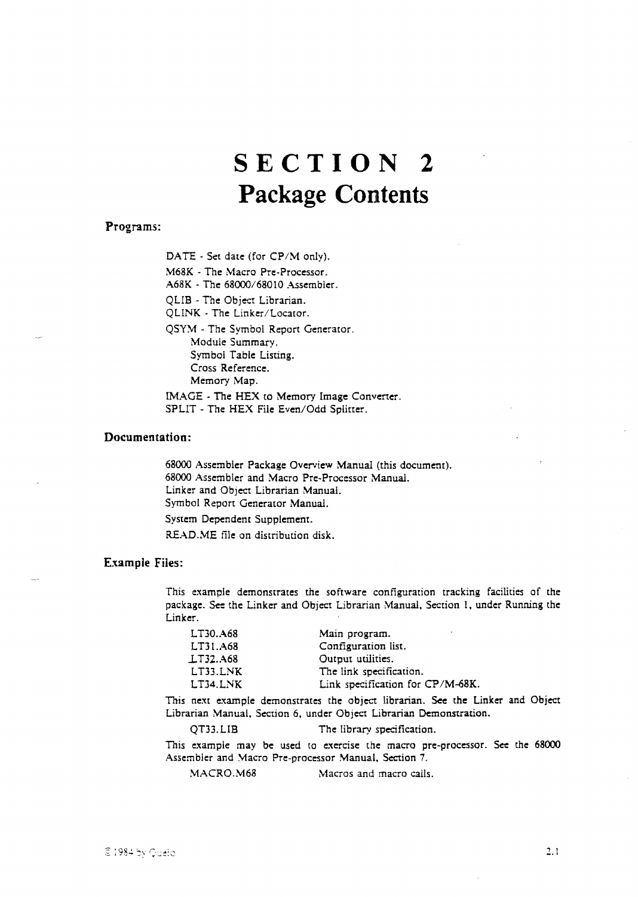# SECTION 2
# Package Contents

### Programs:

DATE - Set date (for CP/M only).

M68K - The Macro Pre-Processor.

A68K - The 68000/68010 Assembler.

QLIB - The Object Librarian.

QLINK - The Linker/Locator.

QSYM - The Symbol Report Generator.
- Module Summary.
- Symbol Table Listing.
- Cross Reference.
- Memory Map.

IMAGE - The HEX to Memory Image Converter.

SPLIT - The HEX File Even/Odd Splitter.

### Documentation:

68000 Assembler Package Overview Manual (this document).
68000 Assembler and Macro Pre-Processor Manual.
Linker and Object Librarian Manual.
Symbol Report Generator Manual.

System Dependent Supplement.

READ.ME file on distribution disk.

### Example Files:

This example demonstrates the software configuration tracking facilities of the package. See the Linker and Object Librarian Manual, Section 1, under Running the Linker.

| | |
|---|---|
| LT30.A68 | Main program. |
| LT31.A68 | Configuration list. |
| LT32.A68 | Output utilities. |
| LT33.LNK | The link specification. |
| LT34.LNK | Link specification for CP/M-68K. |

This next example demonstrates the object librarian. See the Linker and Object Librarian Manual, Section 6, under Object Librarian Demonstration.

| | |
|---|---|
| QT33.LIB | The library specification. |

This example may be used to exercise the macro pre-processor. See the 68000 Assembler and Macro Pre-processor Manual, Section 7.

| | |
|---|---|
| MACRO.M68 | Macros and macro calls. |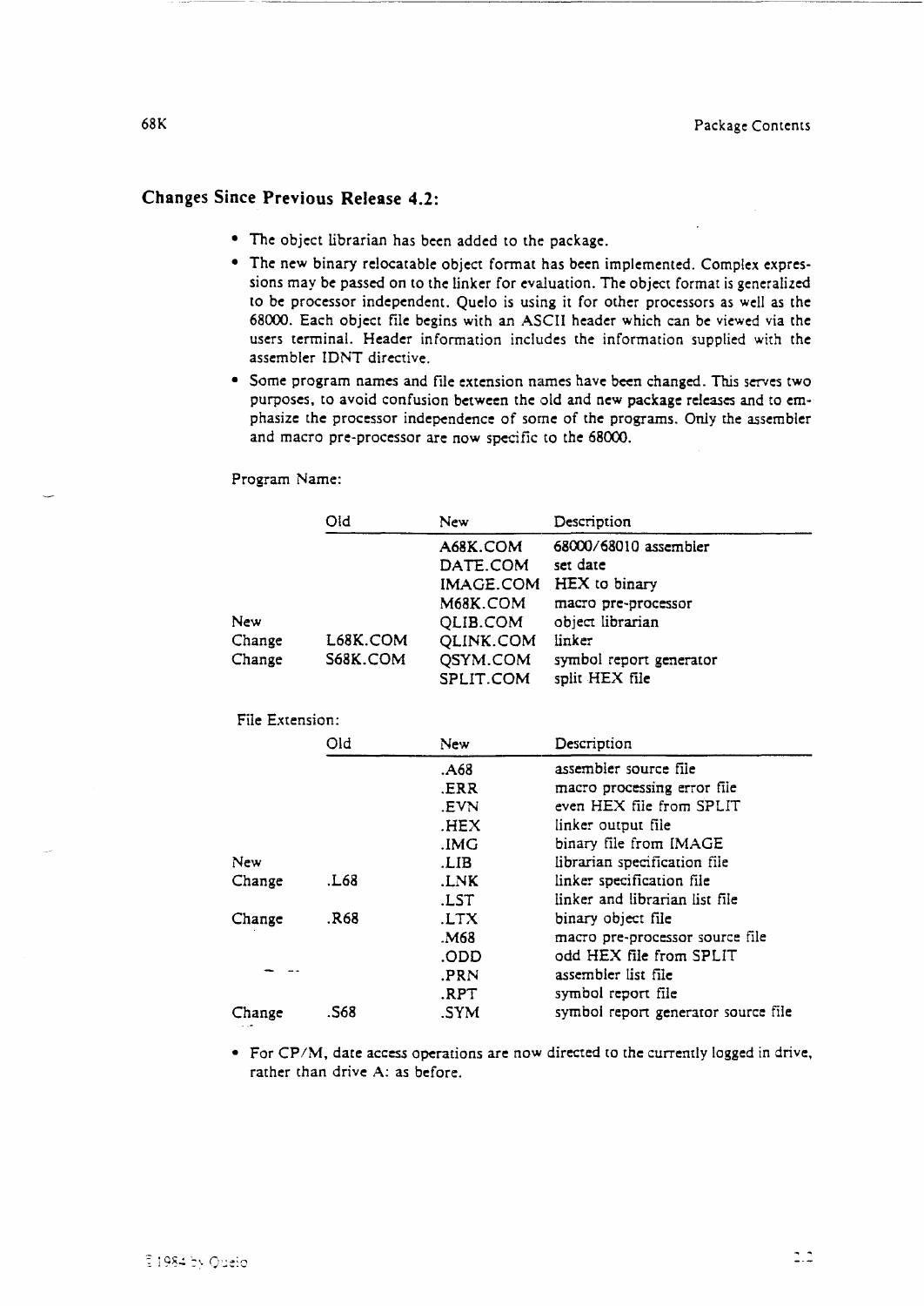## Changes Since Previous Release 4.2:

- The object librarian has been added to the package.
- The new binary relocatable object format has been implemented. Complex expressions may be passed on to the linker for evaluation. The object format is generalized to be processor independent. Quelo is using it for other processors as well as the 68000. Each object file begins with an ASCII header which can be viewed via the users terminal. Header information includes the information supplied with the assembler IDNT directive.
- Some program names and file extension names have been changed. This serves two purposes, to avoid confusion between the old and new package releases and to emphasize the processor independence of some of the programs. Only the assembler and macro pre-processor are now specific to the 68000.

Program Name:

| | Old | New | Description |
|---|---|---|---|
| | | A68K.COM | 68000/68010 assembler |
| | | DATE.COM | set date |
| | | IMAGE.COM | HEX to binary |
| | | M68K.COM | macro pre-processor |
| New | | QLIB.COM | object librarian |
| Change | L68K.COM | QLINK.COM | linker |
| Change | S68K.COM | QSYM.COM | symbol report generator |
| | | SPLIT.COM | split HEX file |

File Extension:

| | Old | New | Description |
|---|---|---|---|
| | | .A68 | assembler source file |
| | | .ERR | macro processing error file |
| | | .EVN | even HEX file from SPLIT |
| | | .HEX | linker output file |
| | | .IMG | binary file from IMAGE |
| New | | .LIB | librarian specification file |
| Change | .L68 | .LNK | linker specification file |
| | | .LST | linker and librarian list file |
| Change | .R68 | .LTX | binary object file |
| | | .M68 | macro pre-processor source file |
| | | .ODD | odd HEX file from SPLIT |
| | | .PRN | assembler list file |
| | | .RPT | symbol report file |
| Change | .S68 | .SYM | symbol report generator source file |

- For CP/M, date access operations are now directed to the currently logged in drive, rather than drive A: as before.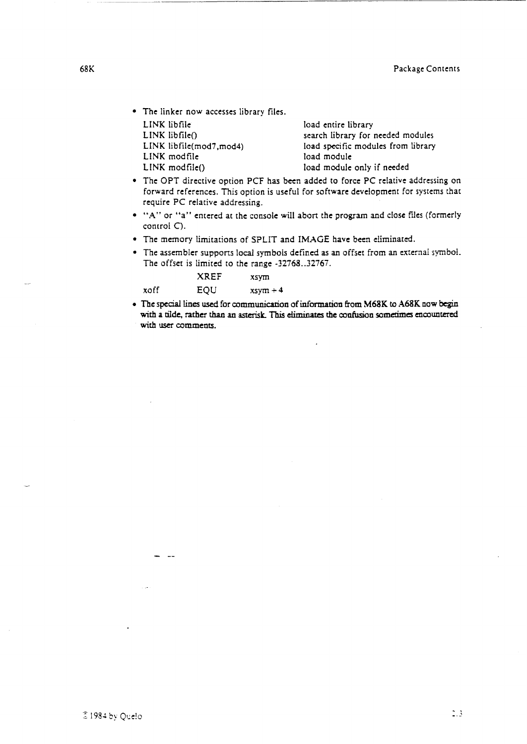- The linker now accesses library files.

| | |
|---|---|
| LINK libfile | load entire library |
| LINK libfile() | search library for needed modules |
| LINK libfile(mod7,mod4) | load specific modules from library |
| LINK modfile | load module |
| LINK modfile() | load module only if needed |

- The OPT directive option PCF has been added to force PC relative addressing on forward references. This option is useful for software development for systems that require PC relative addressing.
- "A" or "a" entered at the console will abort the program and close files (formerly control C).
- The memory limitations of SPLIT and IMAGE have been eliminated.
- The assembler supports local symbols defined as an offset from an external symbol. The offset is limited to the range -32768..32767.

```
         XREF     xsym
xoff     EQU      xsym + 4
```

- **The special lines used for communication of information from M68K to A68K now begin with a tilde, rather than an asterisk. This eliminates the confusion sometimes encountered with user comments.**

© 1984 by Quelo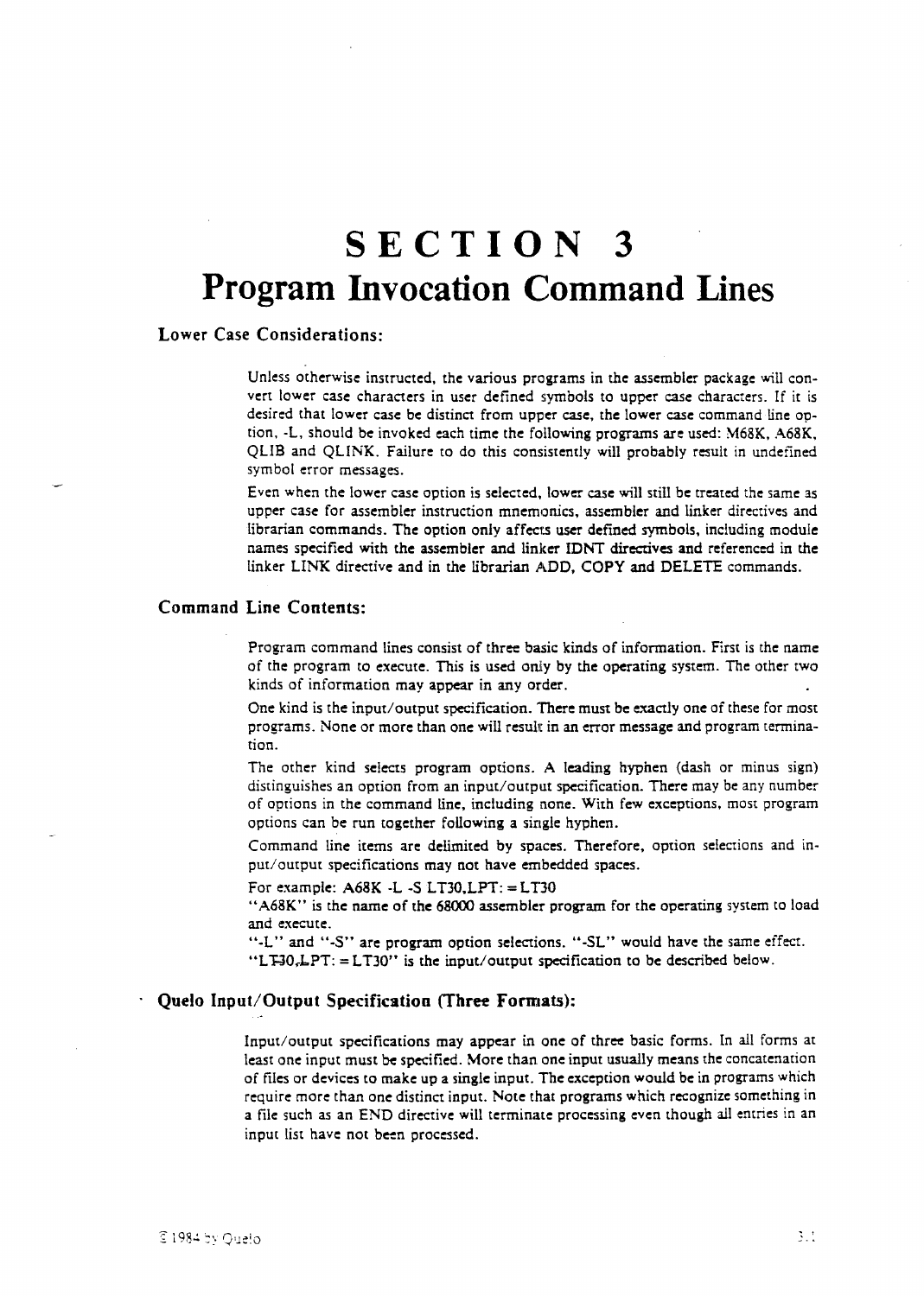# SECTION 3
# Program Invocation Command Lines

### Lower Case Considerations:

Unless otherwise instructed, the various programs in the assembler package will convert lower case characters in user defined symbols to upper case characters. If it is desired that lower case be distinct from upper case, the lower case command line option, -L, should be invoked each time the following programs are used: M68K, A68K, QLIB and QLINK. Failure to do this consistently will probably result in undefined symbol error messages.

Even when the lower case option is selected, lower case will still be treated the same as upper case for assembler instruction mnemonics, assembler and linker directives and librarian commands. The option only affects user defined symbols, including module names specified with the assembler and linker IDNT directives and referenced in the linker LINK directive and in the librarian ADD, COPY and DELETE commands.

### Command Line Contents:

Program command lines consist of three basic kinds of information. First is the name of the program to execute. This is used only by the operating system. The other two kinds of information may appear in any order.

One kind is the input/output specification. There must be exactly one of these for most programs. None or more than one will result in an error message and program termination.

The other kind selects program options. A leading hyphen (dash or minus sign) distinguishes an option from an input/output specification. There may be any number of options in the command line, including none. With few exceptions, most program options can be run together following a single hyphen.

Command line items are delimited by spaces. Therefore, option selections and input/output specifications may not have embedded spaces.

For example: A68K -L -S LT30,LPT: =LT30

"A68K" is the name of the 68000 assembler program for the operating system to load and execute.

"-L" and "-S" are program option selections. "-SL" would have the same effect.

"LT30,LPT: =LT30" is the input/output specification to be described below.

### Quelo Input/Output Specification (Three Formats):

Input/output specifications may appear in one of three basic forms. In all forms at least one input must be specified. More than one input usually means the concatenation of files or devices to make up a single input. The exception would be in programs which require more than one distinct input. Note that programs which recognize something in a file such as an END directive will terminate processing even though all entries in an input list have not been processed.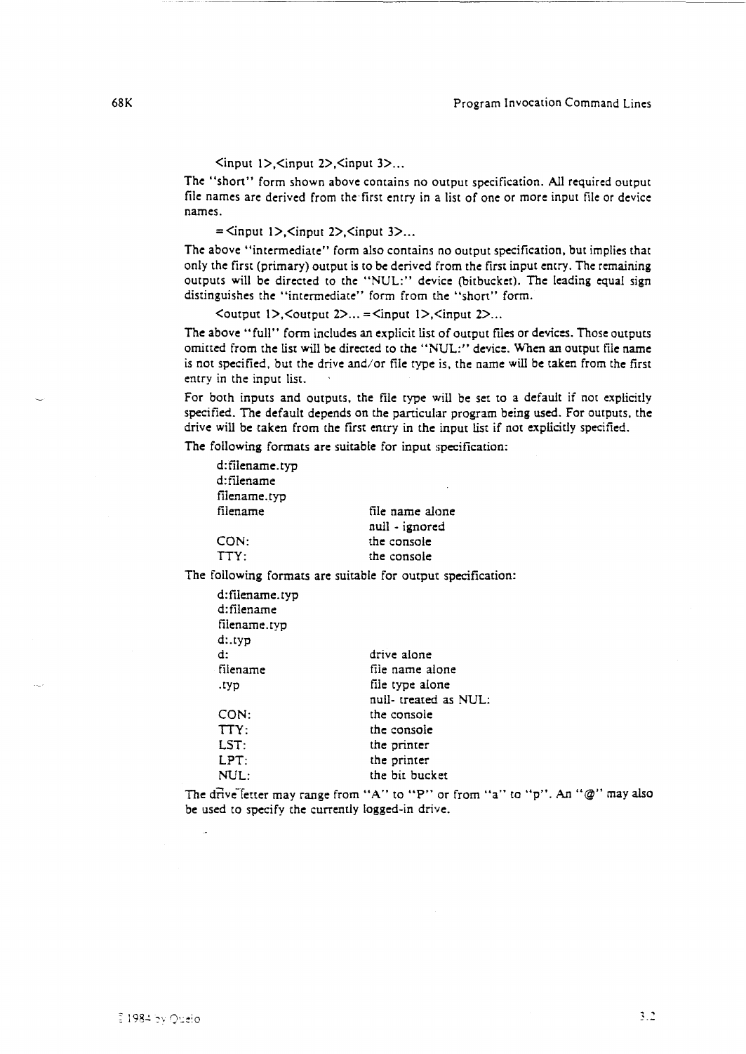<input 1>,<input 2>,<input 3>...

The "short" form shown above contains no output specification. All required output file names are derived from the first entry in a list of one or more input file or device names.

=<input 1>,<input 2>,<input 3>...

The above "intermediate" form also contains no output specification, but implies that only the first (primary) output is to be derived from the first input entry. The remaining outputs will be directed to the "NUL:" device (bitbucket). The leading equal sign distinguishes the "intermediate" form from the "short" form.

<output 1>,<output 2>... =<input 1>,<input 2>...

The above "full" form includes an explicit list of output files or devices. Those outputs omitted from the list will be directed to the "NUL:" device. When an output file name is not specified, but the drive and/or file type is, the name will be taken from the first entry in the input list.

For both inputs and outputs, the file type will be set to a default if not explicitly specified. The default depends on the particular program being used. For outputs, the drive will be taken from the first entry in the input list if not explicitly specified.

The following formats are suitable for input specification:

| | |
|---|---|
| d:filename.typ | |
| d:filename | |
| filename.typ | |
| filename | file name alone |
| | null - ignored |
| CON: | the console |
| TTY: | the console |

The following formats are suitable for output specification:

| | |
|---|---|
| d:filename.typ | |
| d:filename | |
| filename.typ | |
| d:.typ | |
| d: | drive alone |
| filename | file name alone |
| .typ | file type alone |
| | null- treated as NUL: |
| CON: | the console |
| TTY: | the console |
| LST: | the printer |
| LPT: | the printer |
| NUL: | the bit bucket |

The drive letter may range from "A" to "P" or from "a" to "p". An "@" may also be used to specify the currently logged-in drive.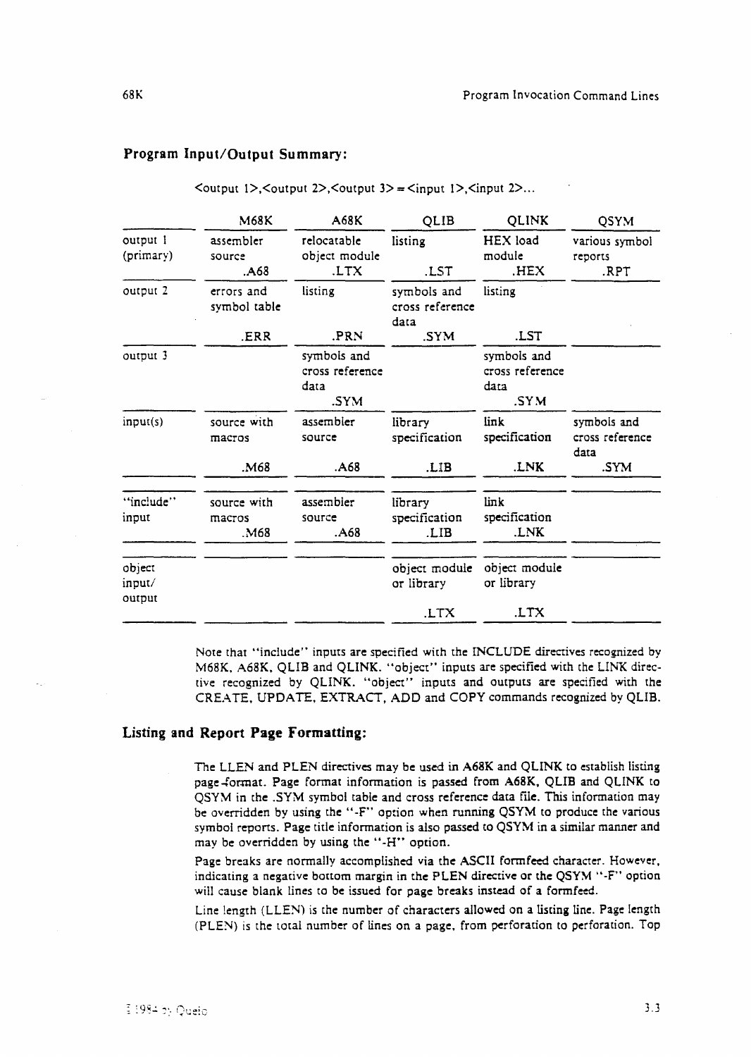## Program Input/Output Summary:

<output 1>,<output 2>,<output 3> = <input 1>,<input 2>...

| | M68K | A68K | QLIB | QLINK | QSYM |
|---|---|---|---|---|---|
| output 1 (primary) | assembler source .A68 | relocatable object module .LTX | listing .LST | HEX load module .HEX | various symbol reports .RPT |
| output 2 | errors and symbol table .ERR | listing .PRN | symbols and cross reference data .SYM | listing .LST | |
| output 3 | | symbols and cross reference data .SYM | | symbols and cross reference data .SYM | |
| input(s) | source with macros .M68 | assembler source .A68 | library specification .LIB | link specification .LNK | symbols and cross reference data .SYM |
| "include" input | source with macros .M68 | assembler source .A68 | library specification .LIB | link specification .LNK | |
| object input/ output | | | object module or library .LTX | object module or library .LTX | |

Note that "include" inputs are specified with the INCLUDE directives recognized by M68K, A68K, QLIB and QLINK. "object" inputs are specified with the LINK directive recognized by QLINK. "object" inputs and outputs are specified with the CREATE, UPDATE, EXTRACT, ADD and COPY commands recognized by QLIB.

## Listing and Report Page Formatting:

The LLEN and PLEN directives may be used in A68K and QLINK to establish listing page-format. Page format information is passed from A68K, QLIB and QLINK to QSYM in the .SYM symbol table and cross reference data file. This information may be overridden by using the "-F" option when running QSYM to produce the various symbol reports. Page title information is also passed to QSYM in a similar manner and may be overridden by using the "-H" option.

Page breaks are normally accomplished via the ASCII formfeed character. However, indicating a negative bottom margin in the PLEN directive or the QSYM "-F" option will cause blank lines to be issued for page breaks instead of a formfeed.

Line length (LLEN) is the number of characters allowed on a listing line. Page length (PLEN) is the total number of lines on a page, from perforation to perforation. Top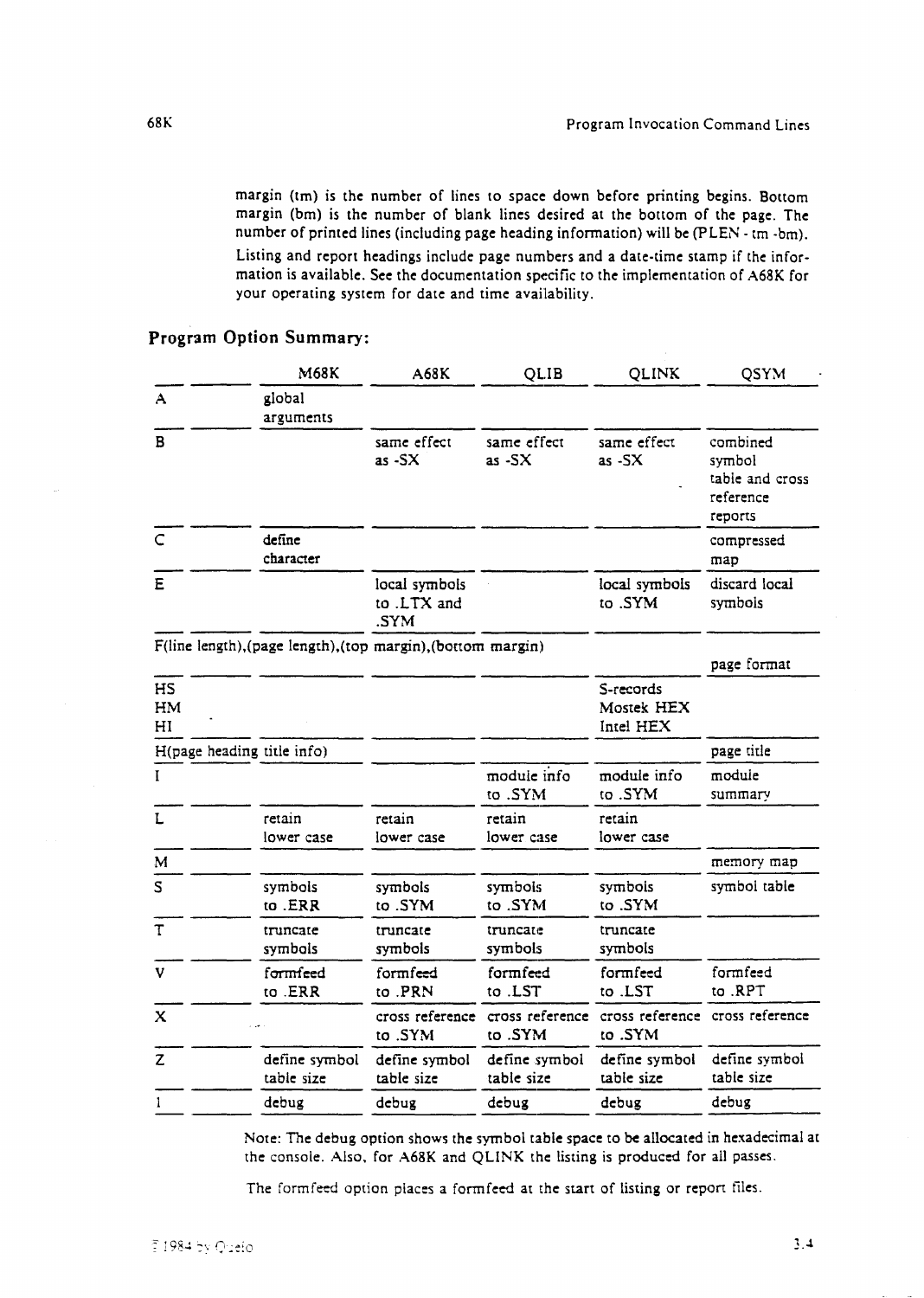margin (tm) is the number of lines to space down before printing begins. Bottom margin (bm) is the number of blank lines desired at the bottom of the page. The number of printed lines (including page heading information) will be (PLEN - tm -bm).

Listing and report headings include page numbers and a date-time stamp if the information is available. See the documentation specific to the implementation of A68K for your operating system for date and time availability.

## Program Option Summary:

| | M68K | A68K | QLIB | QLINK | QSYM |
|---|---|---|---|---|---|
| A | global arguments | | | | |
| B | | same effect as -SX | same effect as -SX | same effect as -SX | combined symbol table and cross reference reports |
| C | define character | | | | compressed map |
| E | | local symbols to .LTX and .SYM | | local symbols to .SYM | discard local symbols |
| F(line length),(page length),(top margin),(bottom margin) | | | | | page format |
| HS<br>HM<br>HI | | | | S-records<br>Mostek HEX<br>Intel HEX | |
| H(page heading title info) | | | | | page title |
| I | | | module info to .SYM | module info to .SYM | module summary |
| L | retain lower case | retain lower case | retain lower case | retain lower case | |
| M | | | | | memory map |
| S | symbols to .ERR | symbols to .SYM | symbols to .SYM | symbols to .SYM | symbol table |
| T | truncate symbols | truncate symbols | truncate symbols | truncate symbols | |
| V | formfeed to .ERR | formfeed to .PRN | formfeed to .LST | formfeed to .LST | formfeed to .RPT |
| X | | cross reference to .SYM | cross reference to .SYM | cross reference to .SYM | cross reference |
| Z | define symbol table size | define symbol table size | define symbol table size | define symbol table size | define symbol table size |
| 1 | debug | debug | debug | debug | debug |

Note: The debug option shows the symbol table space to be allocated in hexadecimal at the console. Also, for A68K and QLINK the listing is produced for all passes.

The formfeed option places a formfeed at the start of listing or report files.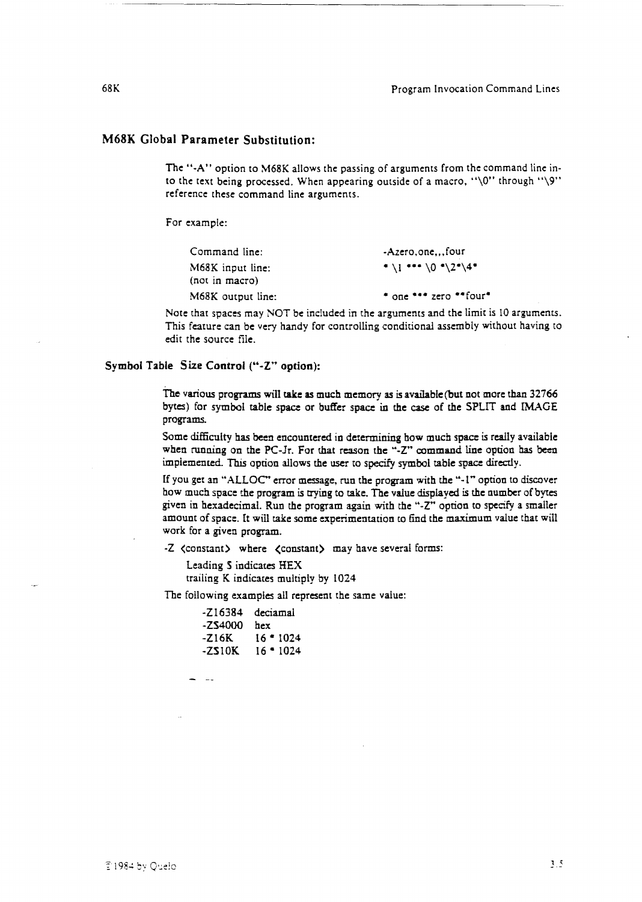## M68K Global Parameter Substitution:

The "-A" option to M68K allows the passing of arguments from the command line into the text being processed. When appearing outside of a macro, "\0" through "\9" reference these command line arguments.

For example:

| | |
|---|---|
| Command line: | -Azero,one,,,four |
| M68K input line: (not in macro) | * \1 *** \0 *\2*\4* |
| M68K output line: | * one *** zero **four* |

Note that spaces may NOT be included in the arguments and the limit is 10 arguments. This feature can be very handy for controlling conditional assembly without having to edit the source file.

### Symbol Table Size Control ("-Z" option):

The various programs will take as much memory as is available (but not more than 32766 bytes) for symbol table space or buffer space in the case of the SPLIT and IMAGE programs.

Some difficulty has been encountered in determining how much space is really available when running on the PC-Jr. For that reason the "-Z" command line option has been implemented. This option allows the user to specify symbol table space directly.

If you get an "ALLOC" error message, run the program with the "-1" option to discover how much space the program is trying to take. The value displayed is the number of bytes given in hexadecimal. Run the program again with the "-Z" option to specify a smaller amount of space. It will take some experimentation to find the maximum value that will work for a given program.

-Z <constant> where <constant> may have several forms:

Leading $ indicates HEX
trailing K indicates multiply by 1024

The following examples all represent the same value:

```
-Z16384   deciamal
-Z$4000   hex
-Z16K     16 * 1024
-Z$10K    16 * 1024
```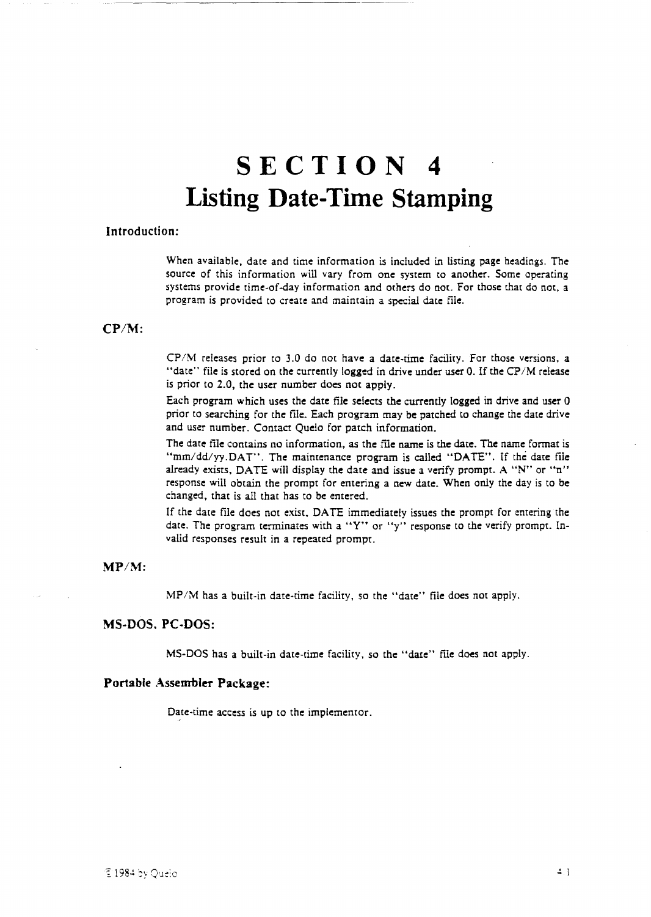# SECTION 4
# Listing Date-Time Stamping

### Introduction:

When available, date and time information is included in listing page headings. The source of this information will vary from one system to another. Some operating systems provide time-of-day information and others do not. For those that do not, a program is provided to create and maintain a special date file.

### CP/M:

CP/M releases prior to 3.0 do not have a date-time facility. For those versions, a "date" file is stored on the currently logged in drive under user 0. If the CP/M release is prior to 2.0, the user number does not apply.

Each program which uses the date file selects the currently logged in drive and user 0 prior to searching for the file. Each program may be patched to change the date drive and user number. Contact Quelo for patch information.

The date file contains no information, as the file name is the date. The name format is "mm/dd/yy.DAT". The maintenance program is called "DATE". If the date file already exists, DATE will display the date and issue a verify prompt. A "N" or "n" response will obtain the prompt for entering a new date. When only the day is to be changed, that is all that has to be entered.

If the date file does not exist, DATE immediately issues the prompt for entering the date. The program terminates with a "Y" or "y" response to the verify prompt. Invalid responses result in a repeated prompt.

### MP/M:

MP/M has a built-in date-time facility, so the "date" file does not apply.

### MS-DOS, PC-DOS:

MS-DOS has a built-in date-time facility, so the "date" file does not apply.

### Portable Assembler Package:

Date-time access is up to the implementor.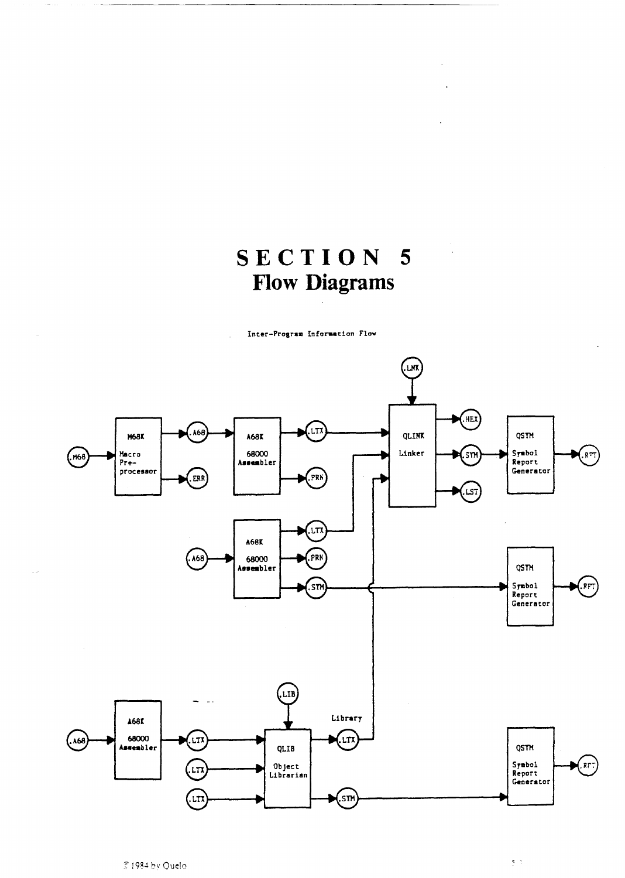# SECTION 5
## Flow Diagrams

Inter-Program Information Flow

.LNK

.M68 → M68K Macro Pre-processor → .A68, .ERR

.A68 → A68K 68000 Assembler → .LTX, .PRN

.A68 → A68K 68000 Assembler → .LTX, .PRN, .STM

.LTX, .LTX, Library .LTX, .LNK → QLINK Linker → .HEX, .STM, .LST

.STM → QSTM Symbol Report Generator → .RPT

.STM → QSTM Symbol Report Generator → .RPT

.A68 → A68K 68000 Assembler → .LTX

.LIB

.LTX, .LTX, .LTX, .LIB → QLIB Object Librarian → Library .LTX, .STM

.STM → QSTM Symbol Report Generator → .RPT

© 1984 by Quelo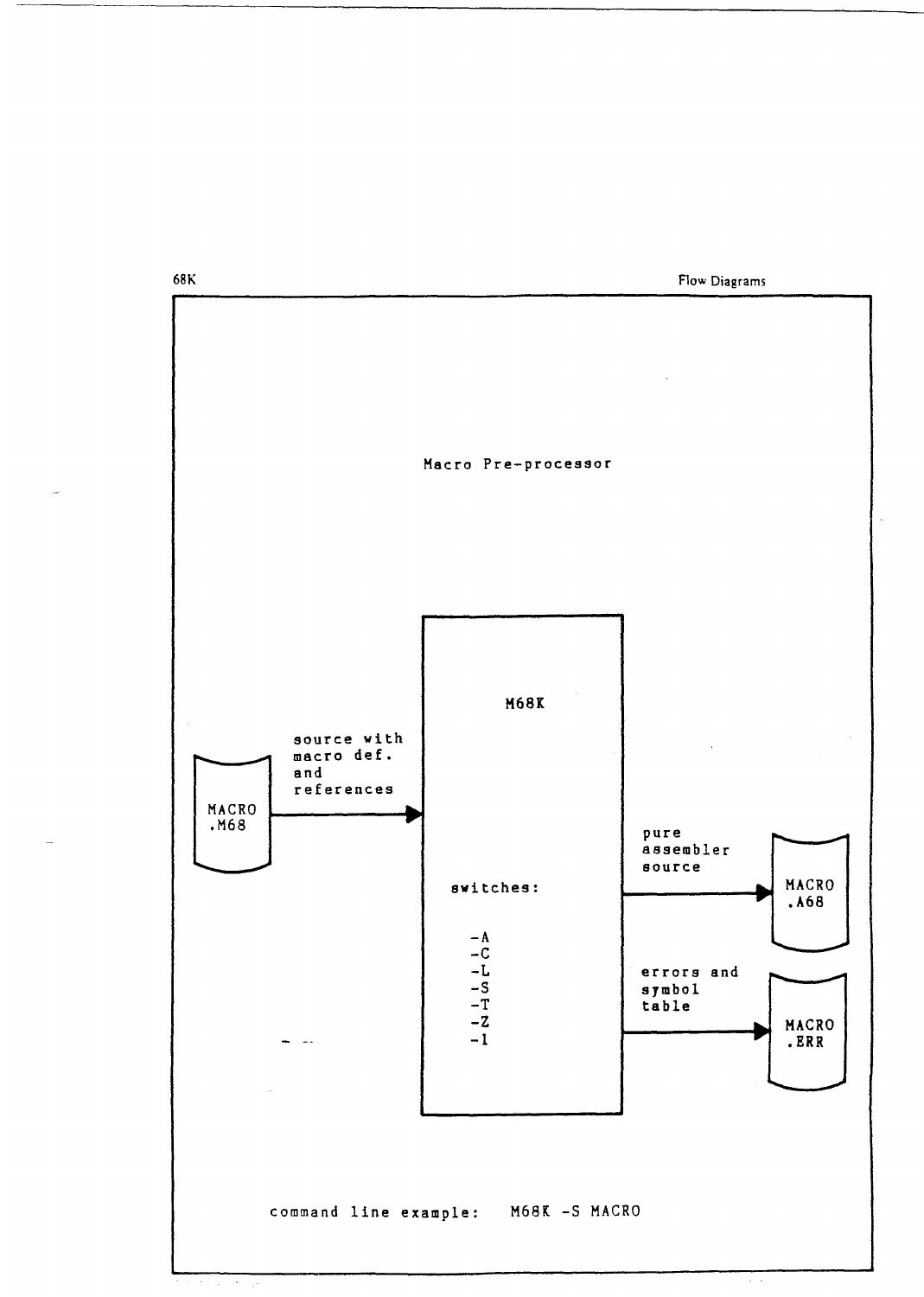## Macro Pre-processor

MACRO .M68 — source with macro def. and references → **M68K**

M68K switches:

- -A
- -C
- -L
- -S
- -T
- -Z
- -1

M68K → pure assembler source → MACRO .A68

M68K → errors and symbol table → MACRO .ERR

command line example: M68K -S MACRO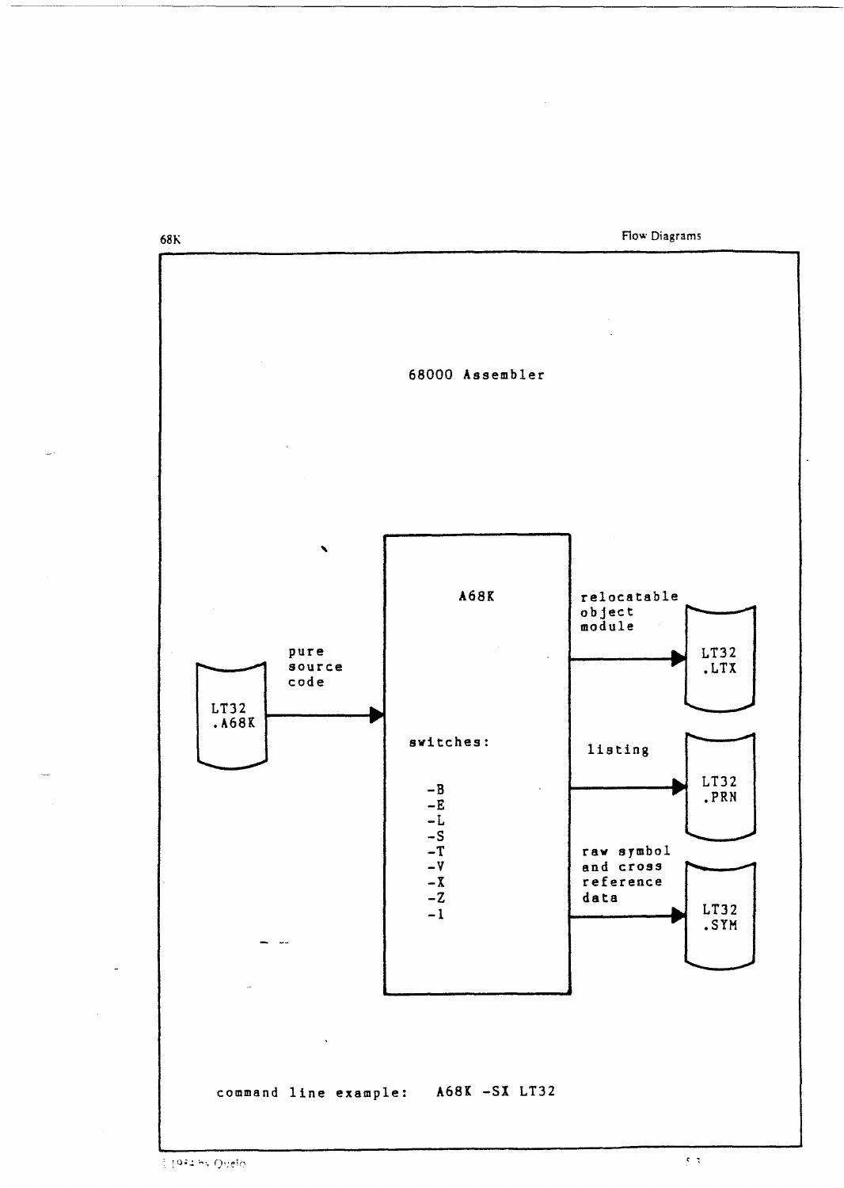# 68000 Assembler

LT32 .A68K → pure source code → **A68K**

switches:

- -B
- -E
- -L
- -S
- -T
- -V
- -X
- -Z
- -1

**A68K** → relocatable object module → LT32 .LTX

**A68K** → listing → LT32 .PRN

**A68K** → raw symbol and cross reference data → LT32 .SYM

command line example: A68K -SX LT32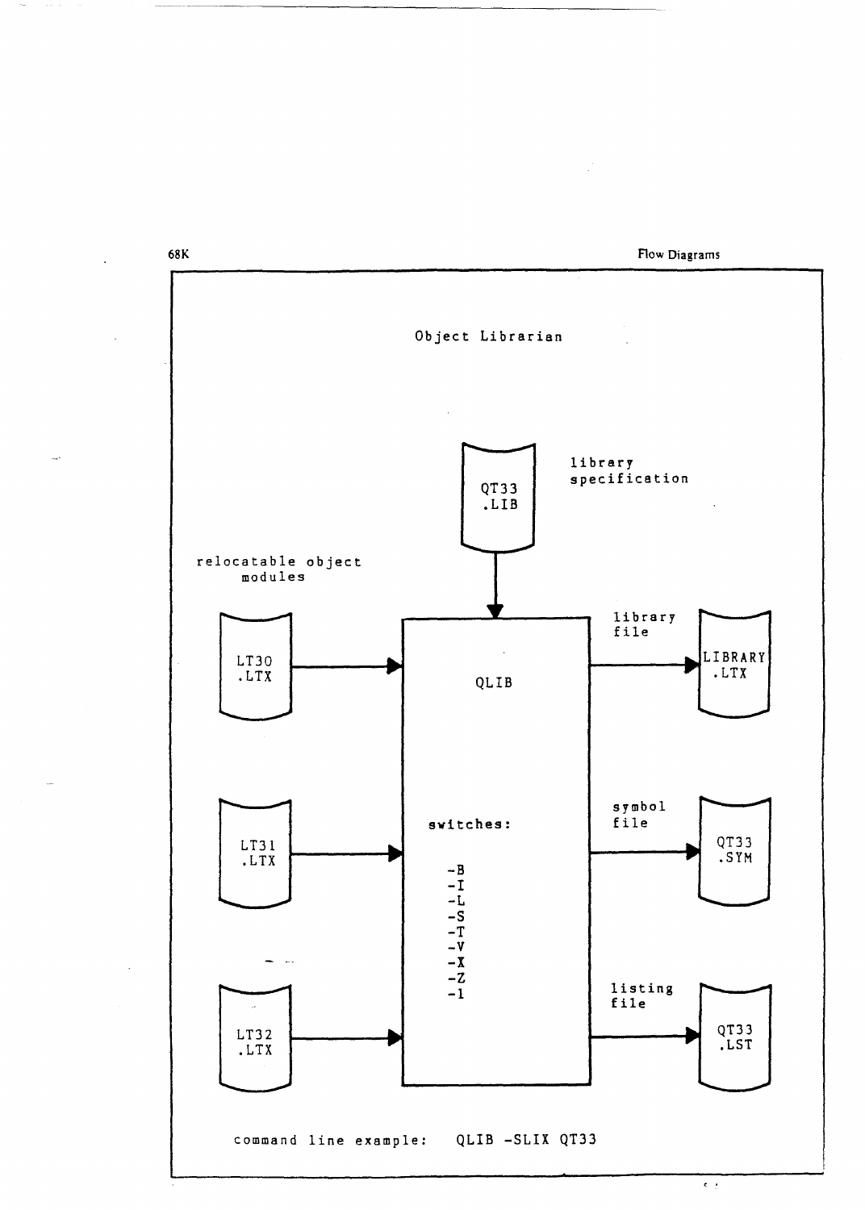# Object Librarian

library specification

QT33 .LIB

relocatable object modules

LT30 .LTX

LT31 .LTX

LT32 .LTX

QLIB

switches:

-B
-I
-L
-S
-T
-V
-X
-Z
-1

library file

LIBRARY .LTX

symbol file

QT33 .SYM

listing file

QT33 .LST

command line example: QLIB -SLIX QT33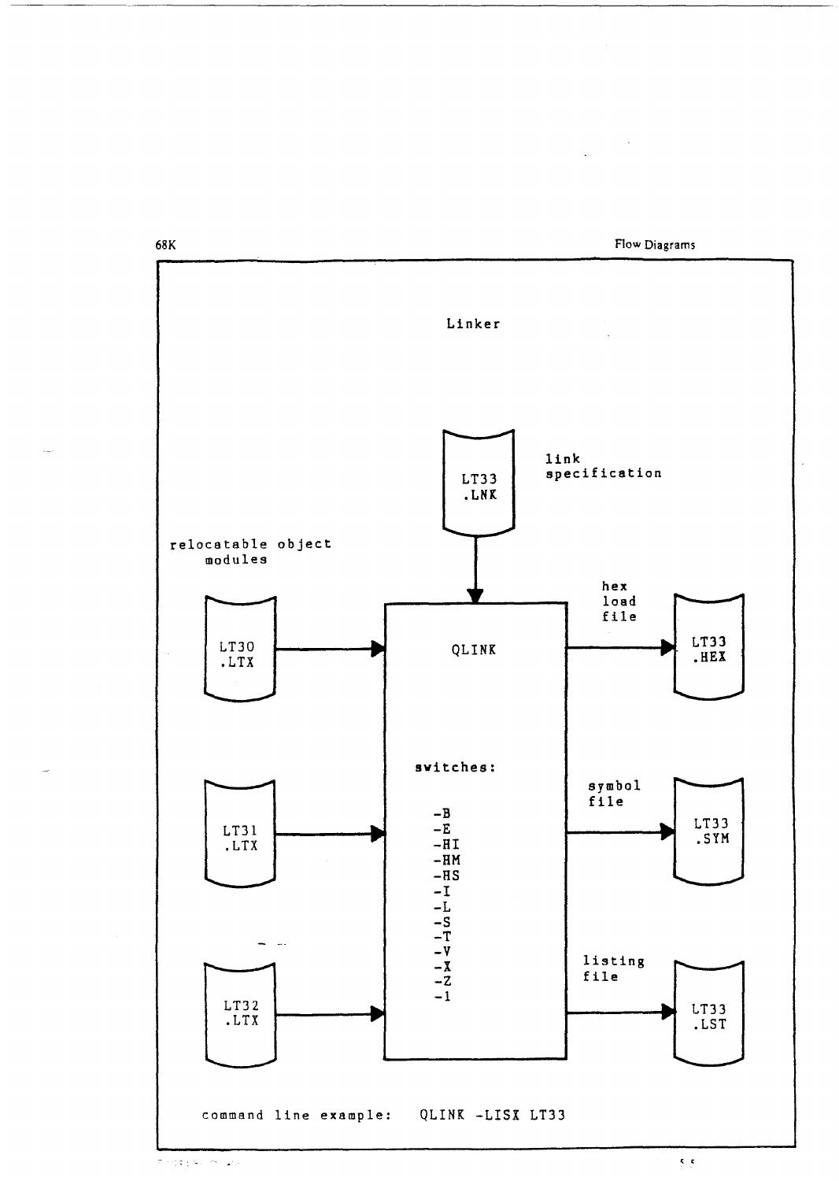## Linker

link specification

LT33 .LNK

relocatable object modules

LT30 .LTX

LT31 .LTX

LT32 .LTX

QLINK

switches:

-B
-E
-HI
-HM
-HS
-I
-L
-S
-T
-V
-X
-Z
-1

hex load file

LT33 .HEX

symbol file

LT33 .SYM

listing file

LT33 .LST

command line example: QLINK -LISX LT33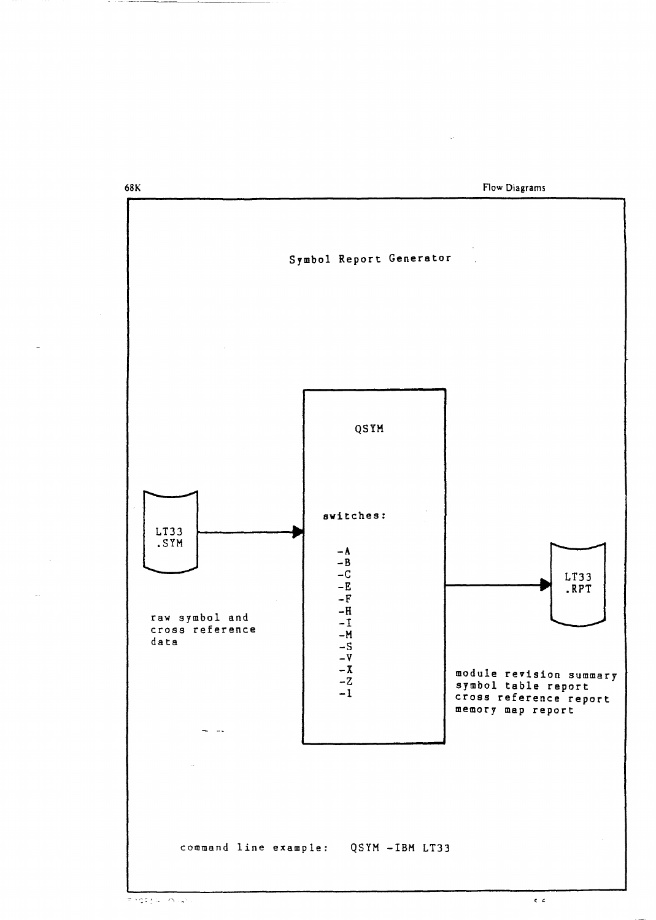## Symbol Report Generator

LT33
.SYM

raw symbol and cross reference data

**QSYM**

switches:

- -A
- -B
- -C
- -E
- -F
- -H
- -I
- -M
- -S
- -V
- -X
- -Z
- -1

LT33
.RPT

module revision summary
symbol table report
cross reference report
memory map report

command line example: QSYM -IBM LT33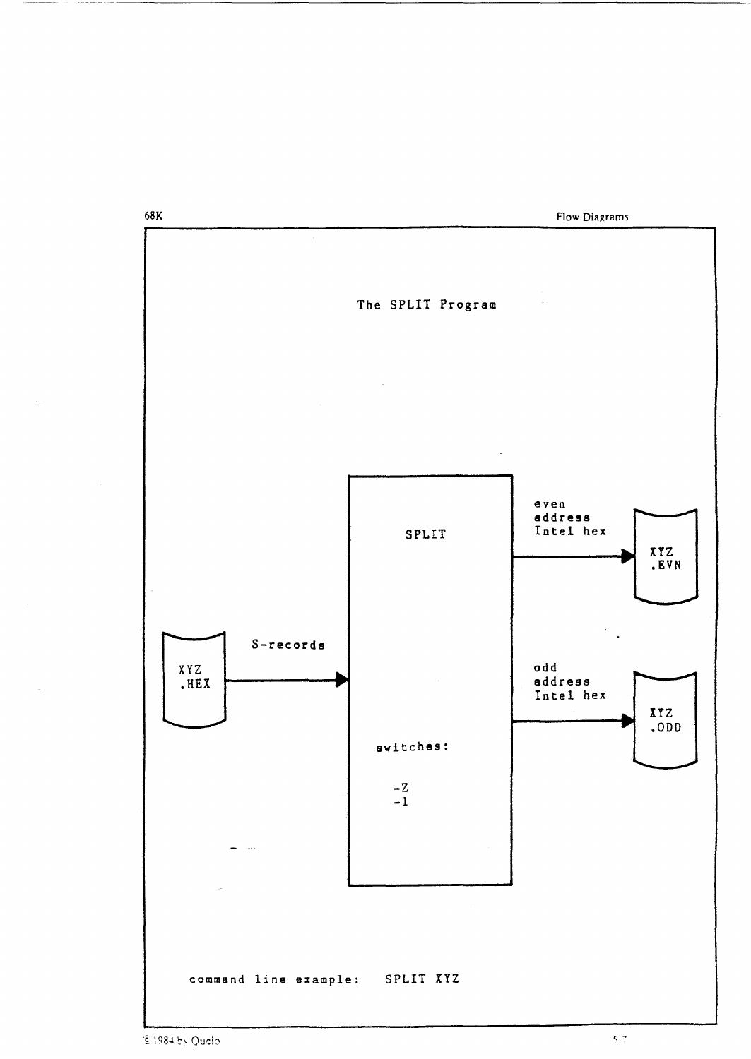# The SPLIT Program

XYZ .HEX → S-records → SPLIT

SPLIT → even address Intel hex → XYZ .EVN

SPLIT → odd address Intel hex → XYZ .ODD

switches:

-Z
-1

command line example: SPLIT XYZ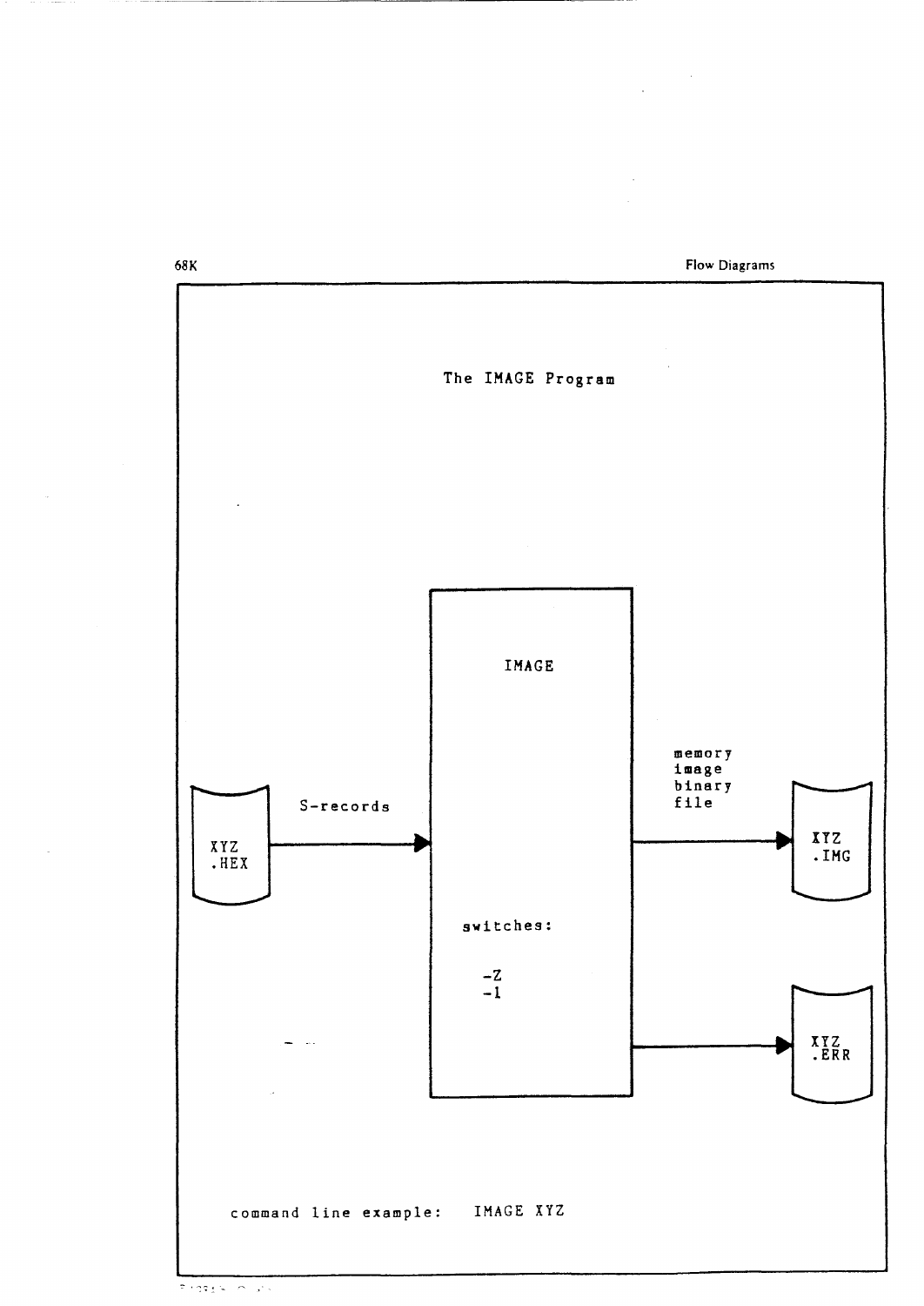## The IMAGE Program

XYZ .HEX → S-records → **IMAGE** → memory image binary file → XYZ .IMG

IMAGE → XYZ .ERR

switches:

-Z
-1

command line example: IMAGE XYZ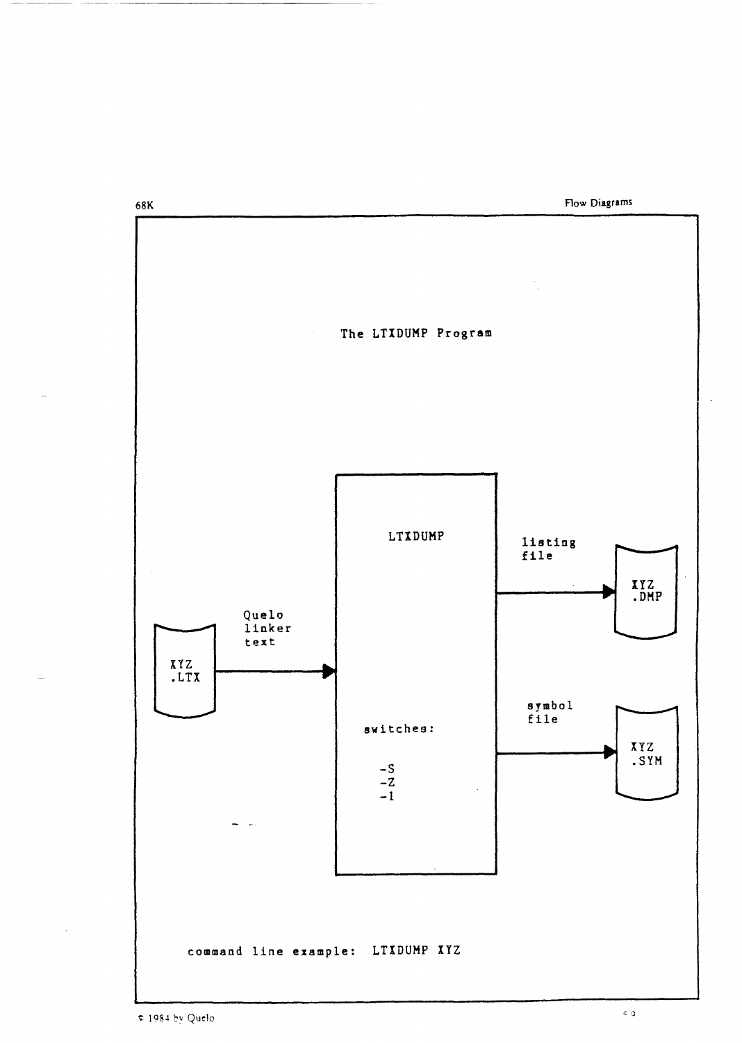# The LTXDUMP Program

XYZ
.LTX

Quelo
linker
text

LTXDUMP

switches:

-S
-Z
-l

listing
file

XYZ
.DMP

symbol
file

XYZ
.SYM

command line example: LTXDUMP XYZ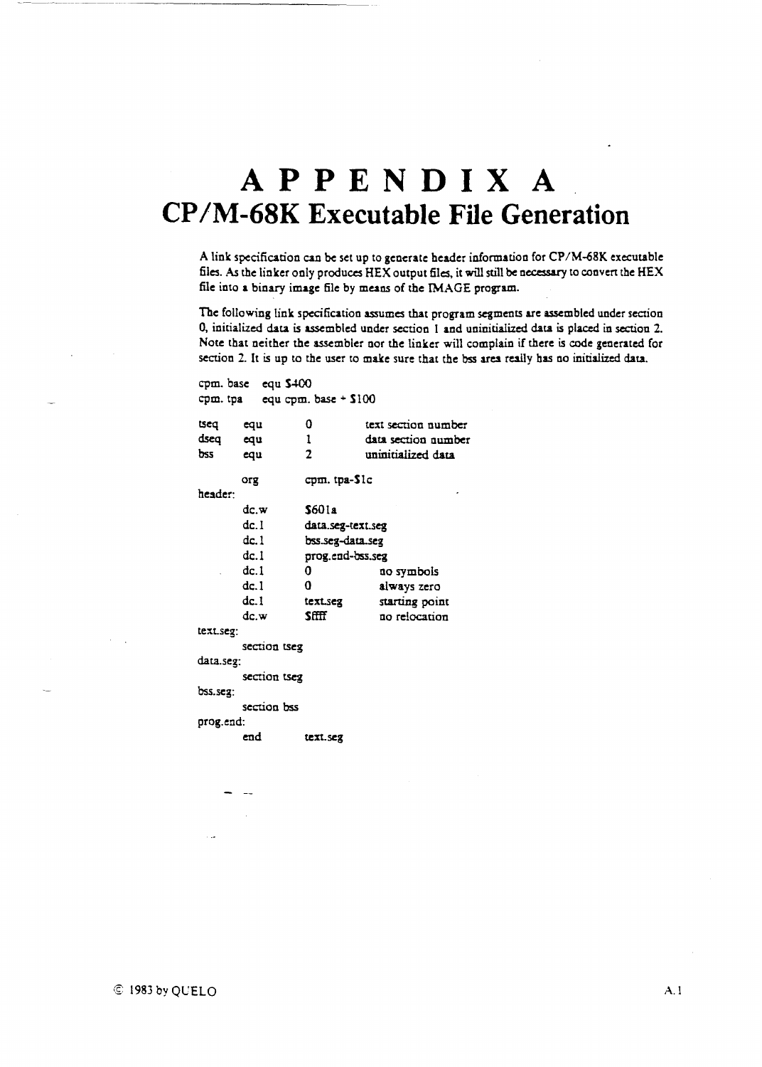# APPENDIX A
## CP/M-68K Executable File Generation

A link specification can be set up to generate header information for CP/M-68K executable files. As the linker only produces HEX output files, it will still be necessary to convert the HEX file into a binary image file by means of the IMAGE program.

The following link specification assumes that program segments are assembled under section 0, initialized data is assembled under section 1 and uninitialized data is placed in section 2. Note that neither the assembler nor the linker will complain if there is code generated for section 2. It is up to the user to make sure that the bss area really has no initialized data.

```
cpm.base  equ $400
cpm.tpa   equ cpm.base + $100

tseq      equu      0             text section number
dseq      equ       1             data section number
bss       equ       2             uninitialized data

          org       cpm.tpa-$1c
header:
          dc.w      $601a
          dc.l      data.seg-text.seg
          dc.l      bss.seg-data.seg
          dc.l      prog.end-bss.seg
          dc.l      0             no symbols
          dc.l      0             always zero
          dc.l      text.seg      starting point
          dc.w      $ffff         no relocation
text.seg:
          section tseg
data.seg:
          section tseg
bss.seg:
          section bss
prog.end:
          end       text.seg
```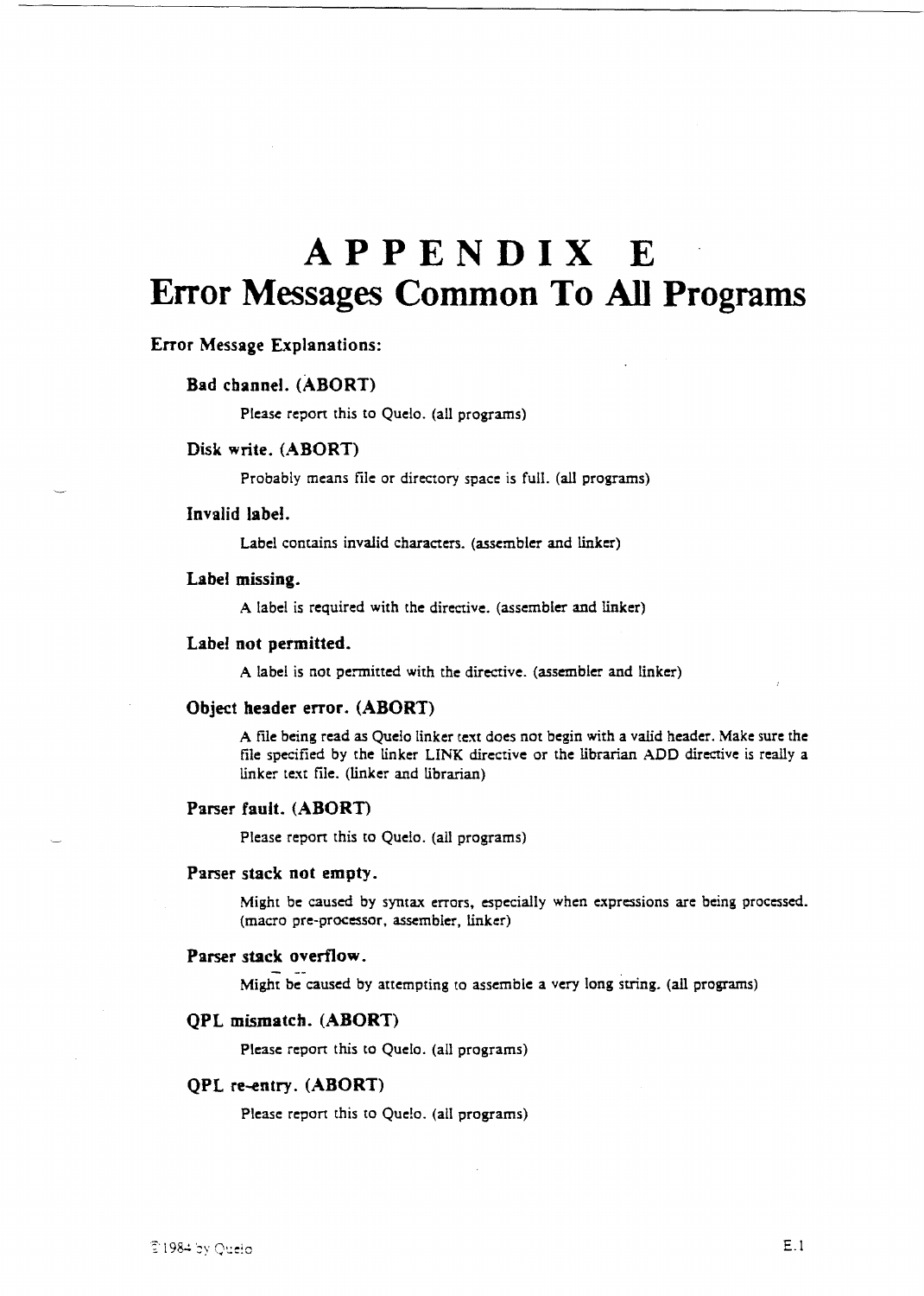# APPENDIX E
# Error Messages Common To All Programs

**Error Message Explanations:**

### Bad channel. (ABORT)

Please report this to Quelo. (all programs)

### Disk write. (ABORT)

Probably means file or directory space is full. (all programs)

### Invalid label.

Label contains invalid characters. (assembler and linker)

### Label missing.

A label is required with the directive. (assembler and linker)

### Label not permitted.

A label is not permitted with the directive. (assembler and linker)

### Object header error. (ABORT)

A file being read as Quelo linker text does not begin with a valid header. Make sure the file specified by the linker LINK directive or the librarian ADD directive is really a linker text file. (linker and librarian)

### Parser fault. (ABORT)

Please report this to Quelo. (all programs)

### Parser stack not empty.

Might be caused by syntax errors, especially when expressions are being processed. (macro pre-processor, assembler, linker)

### Parser stack overflow.

Might be caused by attempting to assemble a very long string. (all programs)

### QPL mismatch. (ABORT)

Please report this to Quelo. (all programs)

### QPL re-entry. (ABORT)

Please report this to Quelo. (all programs)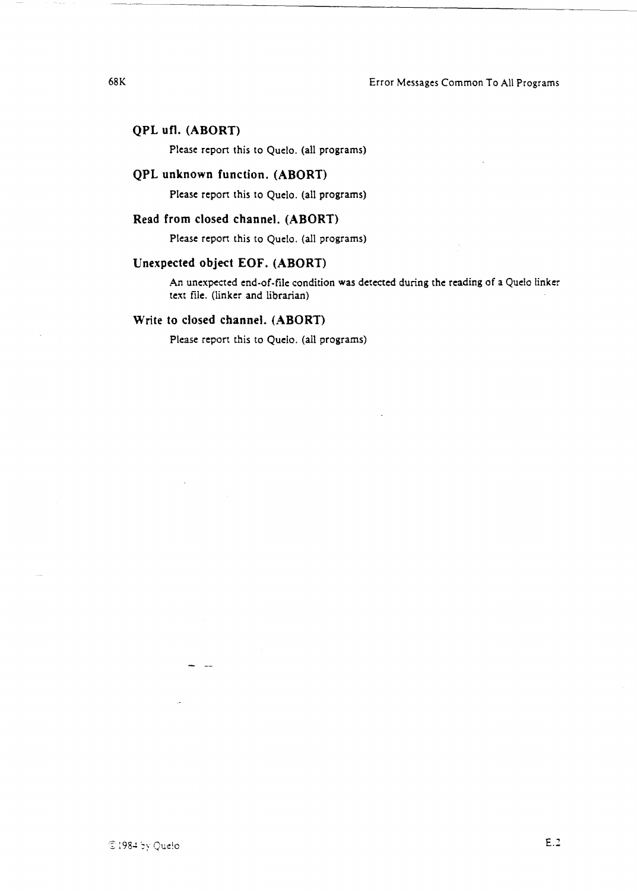### QPL ufl. (ABORT)

Please report this to Quelo. (all programs)

### QPL unknown function. (ABORT)

Please report this to Quelo. (all programs)

### Read from closed channel. (ABORT)

Please report this to Quelo. (all programs)

### Unexpected object EOF. (ABORT)

An unexpected end-of-file condition was detected during the reading of a Quelo linker text file. (linker and librarian)

### Write to closed channel. (ABORT)

Please report this to Quelo. (all programs)